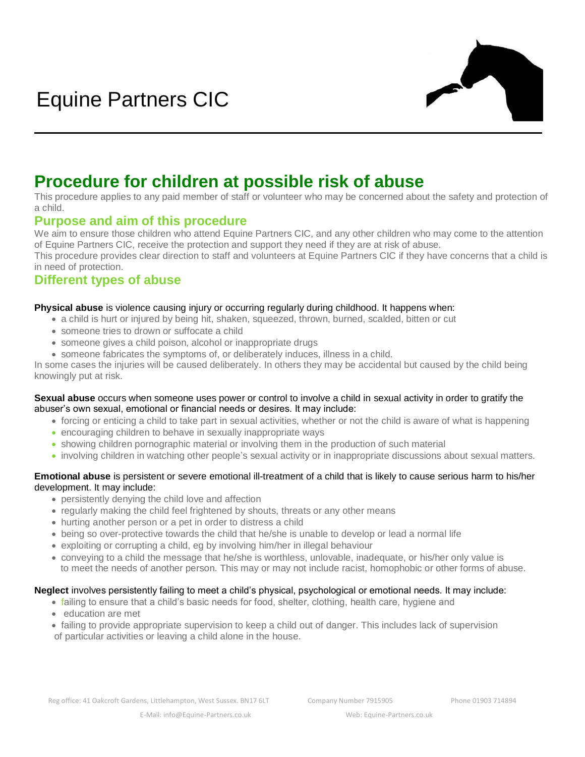# Equine Partners CIC

## Procedure for children at possible risk of abuse

This procedure applies to any paid member of staff or volunteer who may be concerned about the safety and protection of a child.

### Purpose and aim of this procedure

We aim to ensure those children who attend Equine Partners CIC, and any other children who may come to the attention of Equine Partners CIC, receive the protection and support they need if they are at risk of abuse.

This procedure provides clear direction to staff and volunteers at Equine Partners CIC if they have concerns that a child is in need of protection.

### Different types of abuse

**Physical abuse** is violence causing injury or occurring regularly during childhood. It happens when:

- a child is hurt or injured by being hit, shaken, squeezed, thrown, burned, scalded, bitten or cut
- someone tries to drown or suffocate a child
- someone gives a child poison, alcohol or inappropriate drugs
- someone fabricates the symptoms of, or deliberately induces, illness in a child.

In some cases the injuries will be caused deliberately. In others they may be accidental but caused by the child being knowingly put at risk.

**Sexual abuse** occurs when someone uses power or control to involve a child in sexual activity in order to gratify the abuser's own sexual, emotional or financial needs or desires. It may include:

- forcing or enticing a child to take part in sexual activities, whether or not the child is aware of what is happening
- encouraging children to behave in sexually inappropriate ways
- showing children pornographic material or involving them in the production of such material
- involving children in watching other people's sexual activity or in inappropriate discussions about sexual matters.

**Emotional abuse** is persistent or severe emotional ill-treatment of a child that is likely to cause serious harm to his/her development. It may include:

- persistently denying the child love and affection
- regularly making the child feel frightened by shouts, threats or any other means
- hurting another person or a pet in order to distress a child
- being so over-protective towards the child that he/she is unable to develop or lead a normal life
- exploiting or corrupting a child, eg by involving him/her in illegal behaviour
- conveying to a child the message that he/she is worthless, unlovable, inadequate, or his/her only value is to meet the needs of another person. This may or may not include racist, homophobic or other forms of abuse.

**Neglect** involves persistently failing to meet a child's physical, psychological or emotional needs. It may include:

- failing to ensure that a child's basic needs for food, shelter, clothing, health care, hygiene and
- education are met
- failing to provide appropriate supervision to keep a child out of danger. This includes lack of supervision of particular activities or leaving a child alone in the house.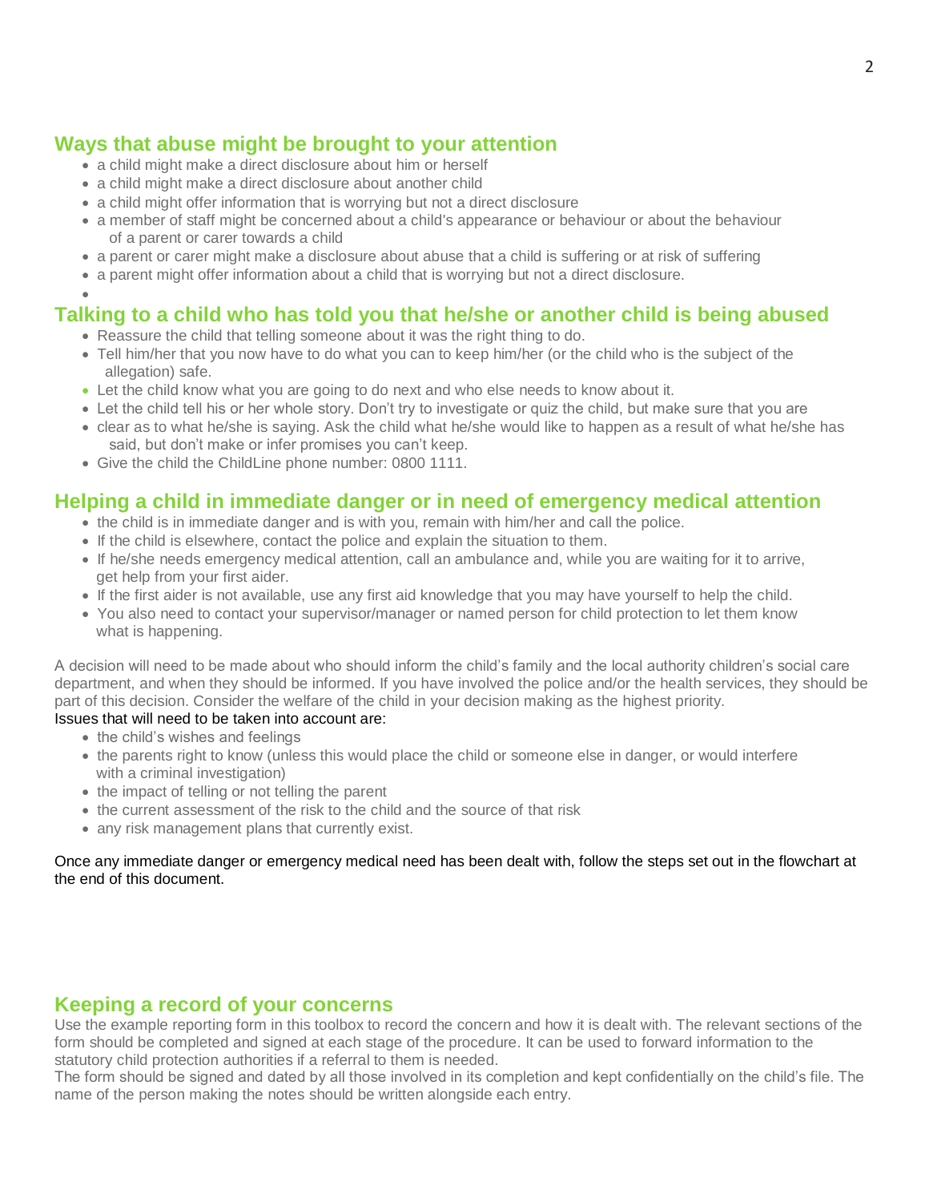## Ways that abuse might be brought to your attention

- a child might make a direct disclosure about him or herself
- a child might make a direct disclosure about another child
- a child might offer information that is worrying but not a direct disclosure
- a member of staff might be concerned about a child's appearance or behaviour or about the behaviour of a parent or carer towards a child
- a parent or carer might make a disclosure about abuse that a child is suffering or at risk of suffering
- a parent might offer information about a child that is worrying but not a direct disclosure.

## Talking to a child who has told you that he/she or another child is being abused

- Reassure the child that telling someone about it was the right thing to do.
- Tell him/her that you now have to do what you can to keep him/her (or the child who is the subject of the allegation) safe.
- Let the child know what you are going to do next and who else needs to know about it.
- Let the child tell his or her whole story. Don't try to investigate or quiz the child, but make sure that you are
- clear as to what he/she is saying. Ask the child what he/she would like to happen as a result of what he/she has said, but don't make or infer promises you can't keep.
- Give the child the ChildLine phone number: 0800 1111.

## Helping a child in immediate danger or in need of emergency medical attention

- the child is in immediate danger and is with you, remain with him/her and call the police.
- If the child is elsewhere, contact the police and explain the situation to them.
- If he/she needs emergency medical attention, call an ambulance and, while you are waiting for it to arrive, get help from your first aider.
- If the first aider is not available, use any first aid knowledge that you may have yourself to help the child.
- You also need to contact your supervisor/manager or named person for child protection to let them know what is happening.

A decision will need to be made about who should inform the child's family and the local authority children's social care department, and when they should be informed. If you have involved the police and/or the health services, they should be part of this decision. Consider the welfare of the child in your decision making as the highest priority.
Issues that will need to be taken into account are:

- the child's wishes and feelings
- the parents right to know (unless this would place the child or someone else in danger, or would interfere with a criminal investigation)
- the impact of telling or not telling the parent
- the current assessment of the risk to the child and the source of that risk
- any risk management plans that currently exist.

Once any immediate danger or emergency medical need has been dealt with, follow the steps set out in the flowchart at the end of this document.

## Keeping a record of your concerns

Use the example reporting form in this toolbox to record the concern and how it is dealt with. The relevant sections of the form should be completed and signed at each stage of the procedure. It can be used to forward information to the statutory child protection authorities if a referral to them is needed.
The form should be signed and dated by all those involved in its completion and kept confidentially on the child's file. The name of the person making the notes should be written alongside each entry.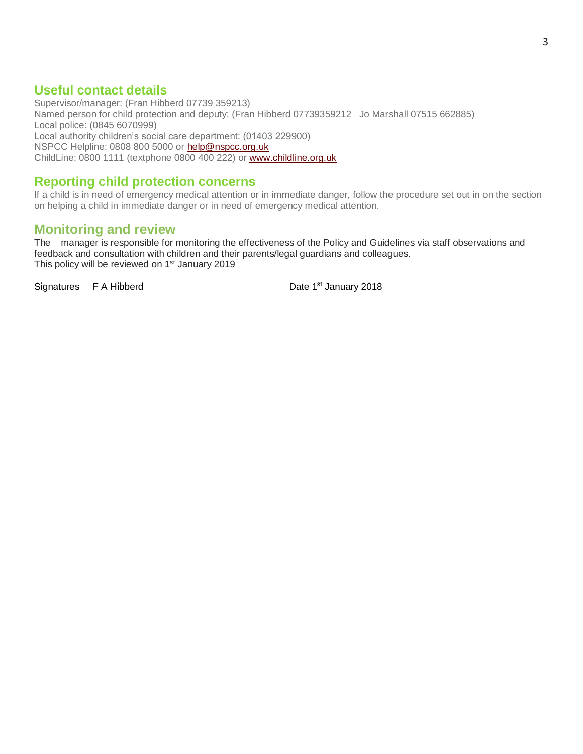## Useful contact details

Supervisor/manager: (Fran Hibberd 07739 359213)
Named person for child protection and deputy: (Fran Hibberd 07739359212 Jo Marshall 07515 662885)
Local police: (0845 6070999)
Local authority children's social care department: (01403 229900)
NSPCC Helpline: 0808 800 5000 or help@nspcc.org.uk
ChildLine: 0800 1111 (textphone 0800 400 222) or www.childline.org.uk

## Reporting child protection concerns

If a child is in need of emergency medical attention or in immediate danger, follow the procedure set out in on the section on helping a child in immediate danger or in need of emergency medical attention.

## Monitoring and review

The manager is responsible for monitoring the effectiveness of the Policy and Guidelines via staff observations and feedback and consultation with children and their parents/legal guardians and colleagues.
This policy will be reviewed on 1st January 2019

Signatures F A Hibberd Date 1st January 2018